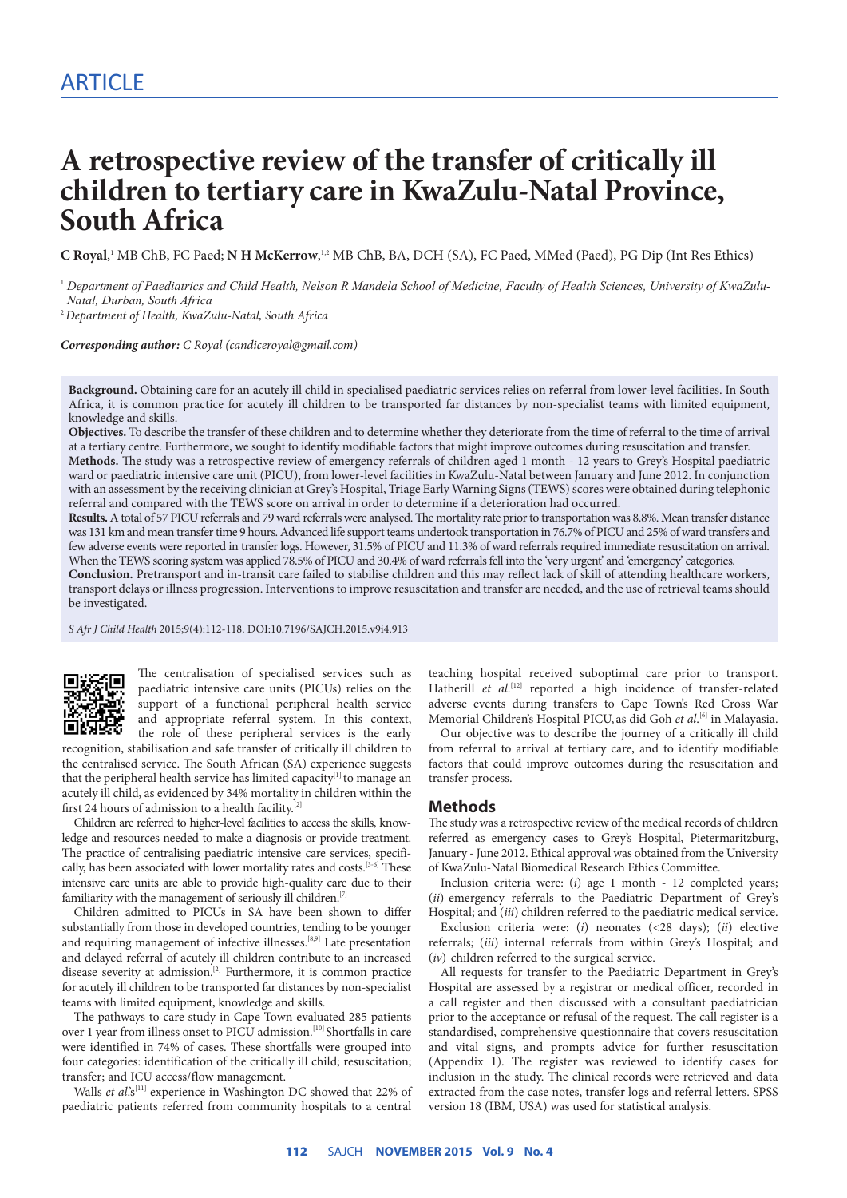ARTICLE

# A retrospective review of the transfer of critically ill children to tertiary care in KwaZulu-Natal Province, South Africa

**C Royal**,[1] MB ChB, FC Paed; **N H McKerrow**,[1,2] MB ChB, BA, DCH (SA), FC Paed, MMed (Paed), PG Dip (Int Res Ethics)

[1] *Department of Paediatrics and Child Health, Nelson R Mandela School of Medicine, Faculty of Health Sciences, University of KwaZulu-Natal, Durban, South Africa*
[2] *Department of Health, KwaZulu-Natal, South Africa*

***Corresponding author:*** *C Royal (candiceroyal@gmail.com)*

**Background.** Obtaining care for an acutely ill child in specialised paediatric services relies on referral from lower-level facilities. In South Africa, it is common practice for acutely ill children to be transported far distances by non-specialist teams with limited equipment, knowledge and skills.

**Objectives.** To describe the transfer of these children and to determine whether they deteriorate from the time of referral to the time of arrival at a tertiary centre. Furthermore, we sought to identify modifiable factors that might improve outcomes during resuscitation and transfer.

**Methods.** The study was a retrospective review of emergency referrals of children aged 1 month - 12 years to Grey's Hospital paediatric ward or paediatric intensive care unit (PICU), from lower-level facilities in KwaZulu-Natal between January and June 2012. In conjunction with an assessment by the receiving clinician at Grey's Hospital, Triage Early Warning Signs (TEWS) scores were obtained during telephonic referral and compared with the TEWS score on arrival in order to determine if a deterioration had occurred.

**Results.** A total of 57 PICU referrals and 79 ward referrals were analysed. The mortality rate prior to transportation was 8.8%. Mean transfer distance was 131 km and mean transfer time 9 hours. Advanced life support teams undertook transportation in 76.7% of PICU and 25% of ward transfers and few adverse events were reported in transfer logs. However, 31.5% of PICU and 11.3% of ward referrals required immediate resuscitation on arrival. When the TEWS scoring system was applied 78.5% of PICU and 30.4% of ward referrals fell into the 'very urgent' and 'emergency' categories.

**Conclusion.** Pretransport and in-transit care failed to stabilise children and this may reflect lack of skill of attending healthcare workers, transport delays or illness progression. Interventions to improve resuscitation and transfer are needed, and the use of retrieval teams should be investigated.

*S Afr J Child Health* 2015;9(4):112-118. DOI:10.7196/SAJCH.2015.v9i4.913

The centralisation of specialised services such as paediatric intensive care units (PICUs) relies on the support of a functional peripheral health service and appropriate referral system. In this context, the role of these peripheral services is the early recognition, stabilisation and safe transfer of critically ill children to the centralised service. The South African (SA) experience suggests that the peripheral health service has limited capacity[1] to manage an acutely ill child, as evidenced by 34% mortality in children within the first 24 hours of admission to a health facility.[2]

Children are referred to higher-level facilities to access the skills, knowledge and resources needed to make a diagnosis or provide treatment. The practice of centralising paediatric intensive care services, specifically, has been associated with lower mortality rates and costs.[3-6] These intensive care units are able to provide high-quality care due to their familiarity with the management of seriously ill children.[7]

Children admitted to PICUs in SA have been shown to differ substantially from those in developed countries, tending to be younger and requiring management of infective illnesses.[8,9] Late presentation and delayed referral of acutely ill children contribute to an increased disease severity at admission.[2] Furthermore, it is common practice for acutely ill children to be transported far distances by non-specialist teams with limited equipment, knowledge and skills.

The pathways to care study in Cape Town evaluated 285 patients over 1 year from illness onset to PICU admission.[10] Shortfalls in care were identified in 74% of cases. These shortfalls were grouped into four categories: identification of the critically ill child; resuscitation; transfer; and ICU access/flow management.

Walls *et al.*'s[11] experience in Washington DC showed that 22% of paediatric patients referred from community hospitals to a central teaching hospital received suboptimal care prior to transport. Hatherill *et al.*[12] reported a high incidence of transfer-related adverse events during transfers to Cape Town's Red Cross War Memorial Children's Hospital PICU, as did Goh *et al.*[6] in Malayasia.

Our objective was to describe the journey of a critically ill child from referral to arrival at tertiary care, and to identify modifiable factors that could improve outcomes during the resuscitation and transfer process.

## Methods

The study was a retrospective review of the medical records of children referred as emergency cases to Grey's Hospital, Pietermaritzburg, January - June 2012. Ethical approval was obtained from the University of KwaZulu-Natal Biomedical Research Ethics Committee.

Inclusion criteria were: (*i*) age 1 month - 12 completed years; (*ii*) emergency referrals to the Paediatric Department of Grey's Hospital; and (*iii*) children referred to the paediatric medical service.

Exclusion criteria were: (*i*) neonates (<28 days); (*ii*) elective referrals; (*iii*) internal referrals from within Grey's Hospital; and (*iv*) children referred to the surgical service.

All requests for transfer to the Paediatric Department in Grey's Hospital are assessed by a registrar or medical officer, recorded in a call register and then discussed with a consultant paediatrician prior to the acceptance or refusal of the request. The call register is a standardised, comprehensive questionnaire that covers resuscitation and vital signs, and prompts advice for further resuscitation (Appendix 1). The register was reviewed to identify cases for inclusion in the study. The clinical records were retrieved and data extracted from the case notes, transfer logs and referral letters. SPSS version 18 (IBM, USA) was used for statistical analysis.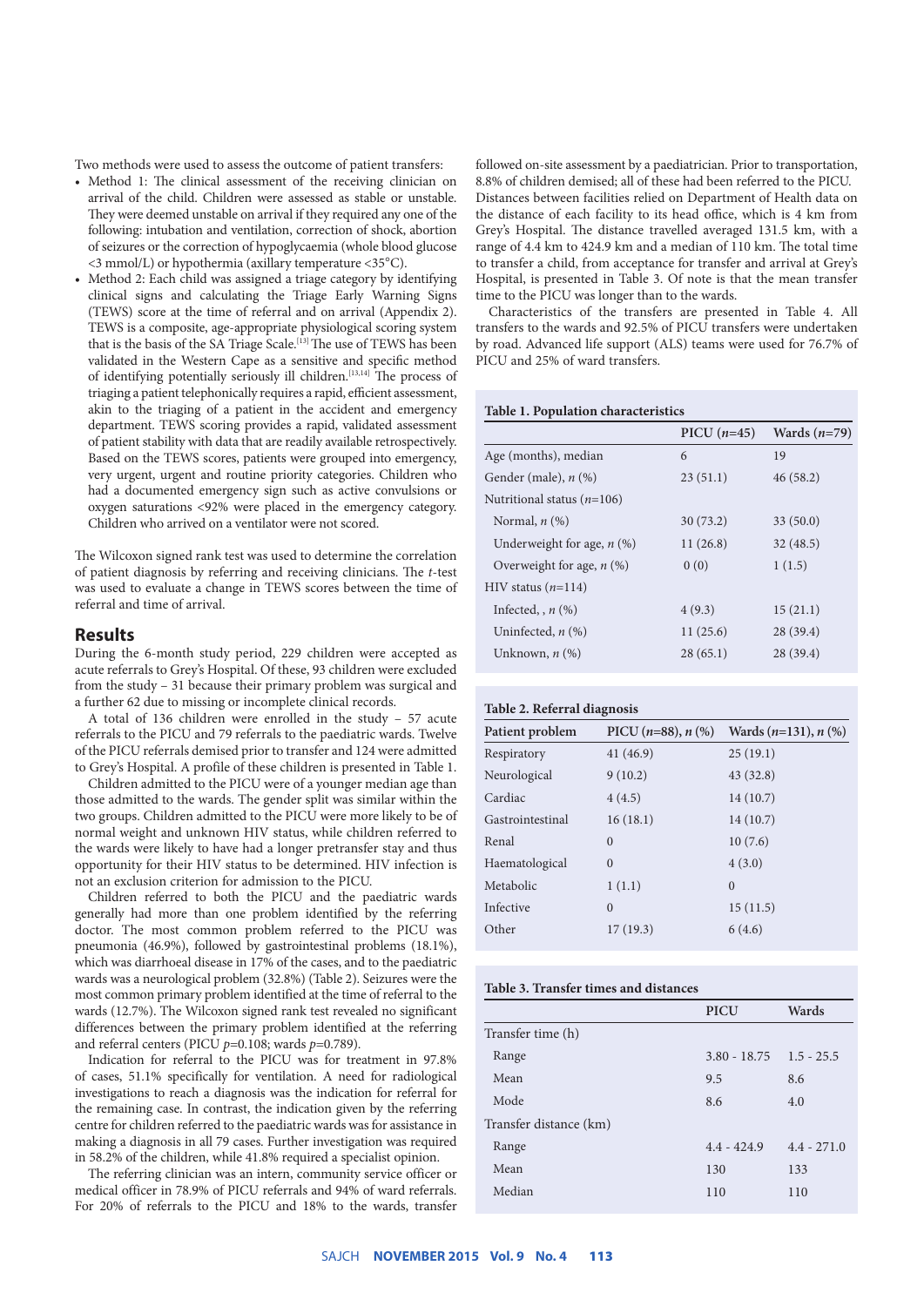Two methods were used to assess the outcome of patient transfers:

- Method 1: The clinical assessment of the receiving clinician on arrival of the child. Children were assessed as stable or unstable. They were deemed unstable on arrival if they required any one of the following: intubation and ventilation, correction of shock, abortion of seizures or the correction of hypoglycaemia (whole blood glucose <3 mmol/L) or hypothermia (axillary temperature <35°C).
- Method 2: Each child was assigned a triage category by identifying clinical signs and calculating the Triage Early Warning Signs (TEWS) score at the time of referral and on arrival (Appendix 2). TEWS is a composite, age-appropriate physiological scoring system that is the basis of the SA Triage Scale.[13] The use of TEWS has been validated in the Western Cape as a sensitive and specific method of identifying potentially seriously ill children.[13,14] The process of triaging a patient telephonically requires a rapid, efficient assessment, akin to the triaging of a patient in the accident and emergency department. TEWS scoring provides a rapid, validated assessment of patient stability with data that are readily available retrospectively. Based on the TEWS scores, patients were grouped into emergency, very urgent, urgent and routine priority categories. Children who had a documented emergency sign such as active convulsions or oxygen saturations <92% were placed in the emergency category. Children who arrived on a ventilator were not scored.

The Wilcoxon signed rank test was used to determine the correlation of patient diagnosis by referring and receiving clinicians. The *t*-test was used to evaluate a change in TEWS scores between the time of referral and time of arrival.

## Results

During the 6-month study period, 229 children were accepted as acute referrals to Grey's Hospital. Of these, 93 children were excluded from the study – 31 because their primary problem was surgical and a further 62 due to missing or incomplete clinical records.

A total of 136 children were enrolled in the study – 57 acute referrals to the PICU and 79 referrals to the paediatric wards. Twelve of the PICU referrals demised prior to transfer and 124 were admitted to Grey's Hospital. A profile of these children is presented in Table 1.

Children admitted to the PICU were of a younger median age than those admitted to the wards. The gender split was similar within the two groups. Children admitted to the PICU were more likely to be of normal weight and unknown HIV status, while children referred to the wards were likely to have had a longer pretransfer stay and thus opportunity for their HIV status to be determined. HIV infection is not an exclusion criterion for admission to the PICU.

Children referred to both the PICU and the paediatric wards generally had more than one problem identified by the referring doctor. The most common problem referred to the PICU was pneumonia (46.9%), followed by gastrointestinal problems (18.1%), which was diarrhoeal disease in 17% of the cases, and to the paediatric wards was a neurological problem (32.8%) (Table 2). Seizures were the most common primary problem identified at the time of referral to the wards (12.7%). The Wilcoxon signed rank test revealed no significant differences between the primary problem identified at the referring and referral centers (PICU $p$=0.108; wards $p$=0.789).

Indication for referral to the PICU was for treatment in 97.8% of cases, 51.1% specifically for ventilation. A need for radiological investigations to reach a diagnosis was the indication for referral for the remaining case. In contrast, the indication given by the referring centre for children referred to the paediatric wards was for assistance in making a diagnosis in all 79 cases. Further investigation was required in 58.2% of the children, while 41.8% required a specialist opinion.

The referring clinician was an intern, community service officer or medical officer in 78.9% of PICU referrals and 94% of ward referrals. For 20% of referrals to the PICU and 18% to the wards, transfer followed on-site assessment by a paediatrician. Prior to transportation, 8.8% of children demised; all of these had been referred to the PICU. Distances between facilities relied on Department of Health data on the distance of each facility to its head office, which is 4 km from Grey's Hospital. The distance travelled averaged 131.5 km, with a range of 4.4 km to 424.9 km and a median of 110 km. The total time to transfer a child, from acceptance for transfer and arrival at Grey's Hospital, is presented in Table 3. Of note is that the mean transfer time to the PICU was longer than to the wards.

Characteristics of the transfers are presented in Table 4. All transfers to the wards and 92.5% of PICU transfers were undertaken by road. Advanced life support (ALS) teams were used for 76.7% of PICU and 25% of ward transfers.

**Table 1. Population characteristics**

| | PICU (*n*=45) | Wards (*n*=79) |
|---|---|---|
| Age (months), median | 6 | 19 |
| Gender (male), *n* (%) | 23 (51.1) | 46 (58.2) |
| Nutritional status (*n*=106) | | |
| Normal, *n* (%) | 30 (73.2) | 33 (50.0) |
| Underweight for age, *n* (%) | 11 (26.8) | 32 (48.5) |
| Overweight for age, *n* (%) | 0 (0) | 1 (1.5) |
| HIV status (*n*=114) | | |
| Infected, , *n* (%) | 4 (9.3) | 15 (21.1) |
| Uninfected, *n* (%) | 11 (25.6) | 28 (39.4) |
| Unknown, *n* (%) | 28 (65.1) | 28 (39.4) |

**Table 2. Referral diagnosis**

| Patient problem | PICU (*n*=88), *n* (%) | Wards (*n*=131), *n* (%) |
|---|---|---|
| Respiratory | 41 (46.9) | 25 (19.1) |
| Neurological | 9 (10.2) | 43 (32.8) |
| Cardiac | 4 (4.5) | 14 (10.7) |
| Gastrointestinal | 16 (18.1) | 14 (10.7) |
| Renal | 0 | 10 (7.6) |
| Haematological | 0 | 4 (3.0) |
| Metabolic | 1 (1.1) | 0 |
| Infective | 0 | 15 (11.5) |
| Other | 17 (19.3) | 6 (4.6) |

**Table 3. Transfer times and distances**

| | PICU | Wards |
|---|---|---|
| Transfer time (h) | | |
| Range | 3.80 - 18.75 | 1.5 - 25.5 |
| Mean | 9.5 | 8.6 |
| Mode | 8.6 | 4.0 |
| Transfer distance (km) | | |
| Range | 4.4 - 424.9 | 4.4 - 271.0 |
| Mean | 130 | 133 |
| Median | 110 | 110 |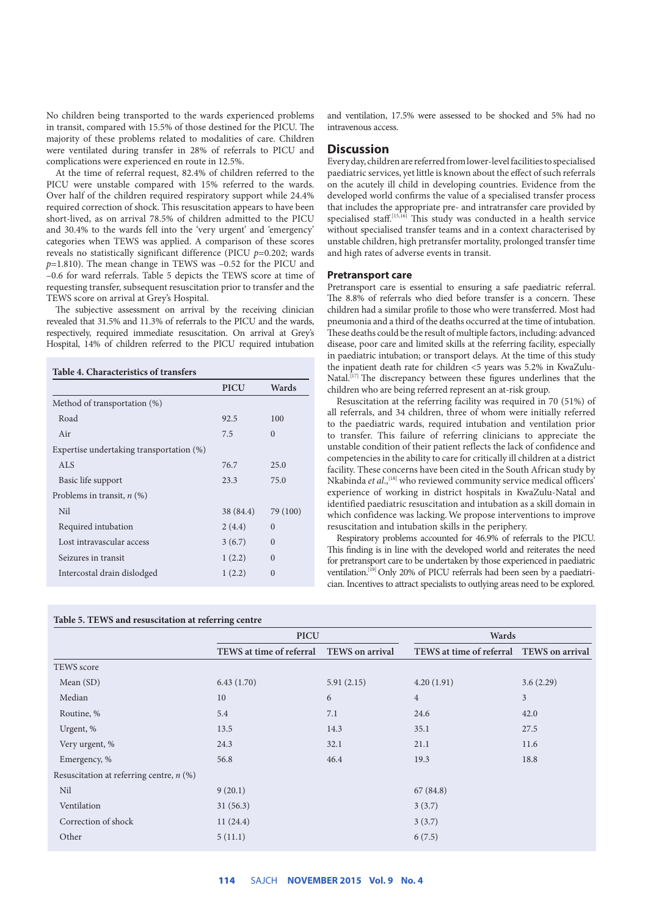No children being transported to the wards experienced problems in transit, compared with 15.5% of those destined for the PICU. The majority of these problems related to modalities of care. Children were ventilated during transfer in 28% of referrals to PICU and complications were experienced en route in 12.5%.

At the time of referral request, 82.4% of children referred to the PICU were unstable compared with 15% referred to the wards. Over half of the children required respiratory support while 24.4% required correction of shock. This resuscitation appears to have been short-lived, as on arrival 78.5% of children admitted to the PICU and 30.4% to the wards fell into the 'very urgent' and 'emergency' categories when TEWS was applied. A comparison of these scores reveals no statistically significant difference (PICU $p$=0.202; wards $p$=1.810). The mean change in TEWS was –0.52 for the PICU and –0.6 for ward referrals. Table 5 depicts the TEWS score at time of requesting transfer, subsequent resuscitation prior to transfer and the TEWS score on arrival at Grey's Hospital.

The subjective assessment on arrival by the receiving clinician revealed that 31.5% and 11.3% of referrals to the PICU and the wards, respectively, required immediate resuscitation. On arrival at Grey's Hospital, 14% of children referred to the PICU required intubation and ventilation, 17.5% were assessed to be shocked and 5% had no intravenous access.

**Table 4. Characteristics of transfers**

| | PICU | Wards |
|---|---|---|
| Method of transportation (%) | | |
| Road | 92.5 | 100 |
| Air | 7.5 | 0 |
| Expertise undertaking transportation (%) | | |
| ALS | 76.7 | 25.0 |
| Basic life support | 23.3 | 75.0 |
| Problems in transit, *n* (%) | | |
| Nil | 38 (84.4) | 79 (100) |
| Required intubation | 2 (4.4) | 0 |
| Lost intravascular access | 3 (6.7) | 0 |
| Seizures in transit | 1 (2.2) | 0 |
| Intercostal drain dislodged | 1 (2.2) | 0 |

## Discussion

Every day, children are referred from lower-level facilities to specialised paediatric services, yet little is known about the effect of such referrals on the acutely ill child in developing countries. Evidence from the developed world confirms the value of a specialised transfer process that includes the appropriate pre- and intratransfer care provided by specialised staff.[15,16] This study was conducted in a health service without specialised transfer teams and in a context characterised by unstable children, high pretransfer mortality, prolonged transfer time and high rates of adverse events in transit.

### Pretransport care

Pretransport care is essential to ensuring a safe paediatric referral. The 8.8% of referrals who died before transfer is a concern. These children had a similar profile to those who were transferred. Most had pneumonia and a third of the deaths occurred at the time of intubation. These deaths could be the result of multiple factors, including: advanced disease, poor care and limited skills at the referring facility, especially in paediatric intubation; or transport delays. At the time of this study the inpatient death rate for children <5 years was 5.2% in KwaZulu-Natal.[17] The discrepancy between these figures underlines that the children who are being referred represent an at-risk group.

Resuscitation at the referring facility was required in 70 (51%) of all referrals, and 34 children, three of whom were initially referred to the paediatric wards, required intubation and ventilation prior to transfer. This failure of referring clinicians to appreciate the unstable condition of their patient reflects the lack of confidence and competencies in the ability to care for critically ill children at a district facility. These concerns have been cited in the South African study by Nkabinda *et al*.,[18] who reviewed community service medical officers' experience of working in district hospitals in KwaZulu-Natal and identified paediatric resuscitation and intubation as a skill domain in which confidence was lacking. We propose interventions to improve resuscitation and intubation skills in the periphery.

Respiratory problems accounted for 46.9% of referrals to the PICU. This finding is in line with the developed world and reiterates the need for pretransport care to be undertaken by those experienced in paediatric ventilation.[19] Only 20% of PICU referrals had been seen by a paediatrician. Incentives to attract specialists to outlying areas need to be explored.

**Table 5. TEWS and resuscitation at referring centre**

| | PICU | | Wards | |
|---|---|---|---|---|
| | TEWS at time of referral | TEWS on arrival | TEWS at time of referral | TEWS on arrival |
| TEWS score | | | | |
| Mean (SD) | 6.43 (1.70) | 5.91 (2.15) | 4.20 (1.91) | 3.6 (2.29) |
| Median | 10 | 6 | 4 | 3 |
| Routine, % | 5.4 | 7.1 | 24.6 | 42.0 |
| Urgent, % | 13.5 | 14.3 | 35.1 | 27.5 |
| Very urgent, % | 24.3 | 32.1 | 21.1 | 11.6 |
| Emergency, % | 56.8 | 46.4 | 19.3 | 18.8 |
| Resuscitation at referring centre, *n* (%) | | | | |
| Nil | 9 (20.1) | | 67 (84.8) | |
| Ventilation | 31 (56.3) | | 3 (3.7) | |
| Correction of shock | 11 (24.4) | | 3 (3.7) | |
| Other | 5 (11.1) | | 6 (7.5) | |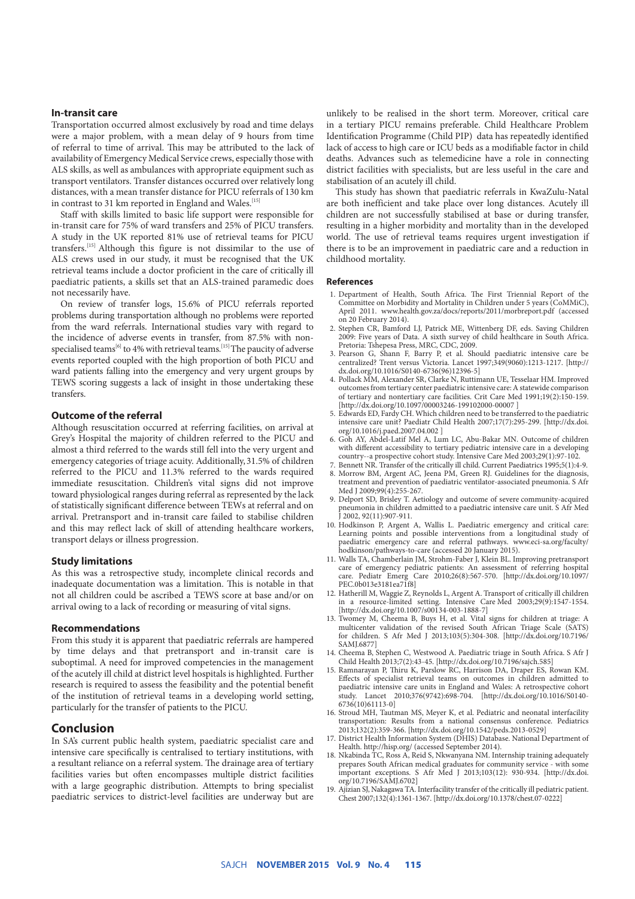### In-transit care

Transportation occurred almost exclusively by road and time delays were a major problem, with a mean delay of 9 hours from time of referral to time of arrival. This may be attributed to the lack of availability of Emergency Medical Service crews, especially those with ALS skills, as well as ambulances with appropriate equipment such as transport ventilators. Transfer distances occurred over relatively long distances, with a mean transfer distance for PICU referrals of 130 km in contrast to 31 km reported in England and Wales.[15]

Staff with skills limited to basic life support were responsible for in-transit care for 75% of ward transfers and 25% of PICU transfers. A study in the UK reported 81% use of retrieval teams for PICU transfers.[15] Although this figure is not dissimilar to the use of ALS crews used in our study, it must be recognised that the UK retrieval teams include a doctor proficient in the care of critically ill paediatric patients, a skills set that an ALS-trained paramedic does not necessarily have.

On review of transfer logs, 15.6% of PICU referrals reported problems during transportation although no problems were reported from the ward referrals. International studies vary with regard to the incidence of adverse events in transfer, from 87.5% with non-specialised teams[6] to 4% with retrieval teams.[15] The paucity of adverse events reported coupled with the high proportion of both PICU and ward patients falling into the emergency and very urgent groups by TEWS scoring suggests a lack of insight in those undertaking these transfers.

### Outcome of the referral

Although resuscitation occurred at referring facilities, on arrival at Grey's Hospital the majority of children referred to the PICU and almost a third referred to the wards still fell into the very urgent and emergency categories of triage acuity. Additionally, 31.5% of children referred to the PICU and 11.3% referred to the wards required immediate resuscitation. Children's vital signs did not improve toward physiological ranges during referral as represented by the lack of statistically significant difference between TEWs at referral and on arrival. Pretransport and in-transit care failed to stabilise children and this may reflect lack of skill of attending healthcare workers, transport delays or illness progression.

### Study limitations

As this was a retrospective study, incomplete clinical records and inadequate documentation was a limitation. This is notable in that not all children could be ascribed a TEWS score at base and/or on arrival owing to a lack of recording or measuring of vital signs.

### Recommendations

From this study it is apparent that paediatric referrals are hampered by time delays and that pretransport and in-transit care is suboptimal. A need for improved competencies in the management of the acutely ill child at district level hospitals is highlighted. Further research is required to assess the feasibility and the potential benefit of the institution of retrieval teams in a developing world setting, particularly for the transfer of patients to the PICU.

## Conclusion

In SA's current public health system, paediatric specialist care and intensive care specifically is centralised to tertiary institutions, with a resultant reliance on a referral system. The drainage area of tertiary facilities varies but often encompasses multiple district facilities with a large geographic distribution. Attempts to bring specialist paediatric services to district-level facilities are underway but are unlikely to be realised in the short term. Moreover, critical care in a tertiary PICU remains preferable. Child Healthcare Problem Identification Programme (Child PIP) data has repeatedly identified lack of access to high care or ICU beds as a modifiable factor in child deaths. Advances such as telemedicine have a role in connecting district facilities with specialists, but are less useful in the care and stabilisation of an acutely ill child.

This study has shown that paediatric referrals in KwaZulu-Natal are both inefficient and take place over long distances. Acutely ill children are not successfully stabilised at base or during transfer, resulting in a higher morbidity and mortality than in the developed world. The use of retrieval teams requires urgent investigation if there is to be an improvement in paediatric care and a reduction in childhood mortality.

### References

1. Department of Health, South Africa. The First Triennial Report of the Committee on Morbidity and Mortality in Children under 5 years (CoMMiC), April 2011. www.health.gov.za/docs/reports/2011/morbreport.pdf (accessed on 20 February 2014).
2. Stephen CR, Bamford LJ, Patrick ME, Wittenberg DF, eds. Saving Children 2009: Five years of Data. A sixth survey of child healthcare in South Africa. Pretoria: Tshepesa Press, MRC, CDC, 2009.
3. Pearson G, Shann F, Barry P, et al. Should paediatric intensive care be centralized? Trent versus Victoria. Lancet 1997;349(9060):1213-1217. [http://dx.doi.org/10.1016/S0140-6736(96)12396-5]
4. Pollack MM, Alexander SR, Clarke N, Ruttimann UE, Tesselaar HM. Improved outcomes from tertiary center paediatric intensive care: A statewide comparison of tertiary and nontertiary care facilities. Crit Care Med 1991;19(2):150-159. [http://dx.doi.org/10.1097/00003246-199102000-00007 ]
5. Edwards ED, Fardy CH. Which children need to be transferred to the paediatric intensive care unit? Paediatr Child Health 2007;17(7):295-299. [http://dx.doi.org/10.1016/j.paed.2007.04.002 ]
6. Goh AY, Abdel-Latif Mel A, Lum LC, Abu-Bakar MN. Outcome of children with different accessibility to tertiary pediatric intensive care in a developing country--a prospective cohort study. Intensive Care Med 2003;29(1):97-102.
7. Bennett NR. Transfer of the critically ill child. Current Paediatrics 1995;5(1):4-9.
8. Morrow BM, Argent AC, Jeena PM, Green RJ. Guidelines for the diagnosis, treatment and prevention of paediatric ventilator-associated pneumonia. S Afr Med J 2009;99(4):255-267.
9. Delport SD, Brisley T. Aetiology and outcome of severe community-acquired pneumonia in children admitted to a paediatric intensive care unit. S Afr Med J 2002, 92(11):907-911.
10. Hodkinson P, Argent A, Wallis L. Paediatric emergency and critical care: Learning points and possible interventions from a longitudinal study of paediatric emergency care and referral pathways. www.eci-sa.org/faculty/hodkinson/pathways-to-care (accessed 20 January 2015).
11. Walls TA, Chamberlain JM, Strohm-Faber J, Klein BL. Improving pretransport care of emergency pediatric patients: An assessment of referring hospital care. Pediatr Emerg Care 2010;26(8):567-570. [http://dx.doi.org/10.1097/PEC.0b013e3181ea71f8]
12. Hatherill M, Waggie Z, Reynolds L, Argent A. Transport of critically ill children in a resource-limited setting. Intensive Care Med 2003;29(9):1547-1554. [http://dx.doi.org/10.1007/s00134-003-1888-7]
13. Twomey M, Cheema B, Buys H, et al. Vital signs for children at triage: A multicenter validation of the revised South African Triage Scale (SATS) for children. S Afr Med J 2013;103(5):304-308. [http://dx.doi.org/10.7196/SAMJ.6877]
14. Cheema B, Stephen C, Westwood A. Paediatric triage in South Africa. S Afr J Child Health 2013;7(2):43-45. [http://dx.doi.org/10.7196/sajch.585]
15. Ramnarayan P, Thiru K, Parslow RC, Harrison DA, Draper ES, Rowan KM. Effects of specialist retrieval teams on outcomes in children admitted to paediatric intensive care units in England and Wales: A retrospective cohort study. Lancet 2010;376(9742):698-704. [http://dx.doi.org/10.1016/S0140-6736(10)61113-0]
16. Stroud MH, Tautman MS, Meyer K, et al. Pediatric and neonatal interfacility transportation: Results from a national consensus conference. Pediatrics 2013;132(2):359-366. [http://dx.doi.org/10.1542/peds.2013-0529]
17. District Health Information System (DHIS) Database. National Department of Health. http://hisp.org/ (accessed September 2014).
18. Nkabinda TC, Ross A, Reid S, Nkwanyana NM. Internship training adequately prepares South African medical graduates for community service - with some important exceptions. S Afr Med J 2013;103(12): 930-934. [http://dx.doi.org/10.7196/SAMJ.6702]
19. Ajizian SJ, Nakagawa TA. Interfacility transfer of the critically ill pediatric patient. Chest 2007;132(4):1361-1367. [http://dx.doi.org/10.1378/chest.07-0222]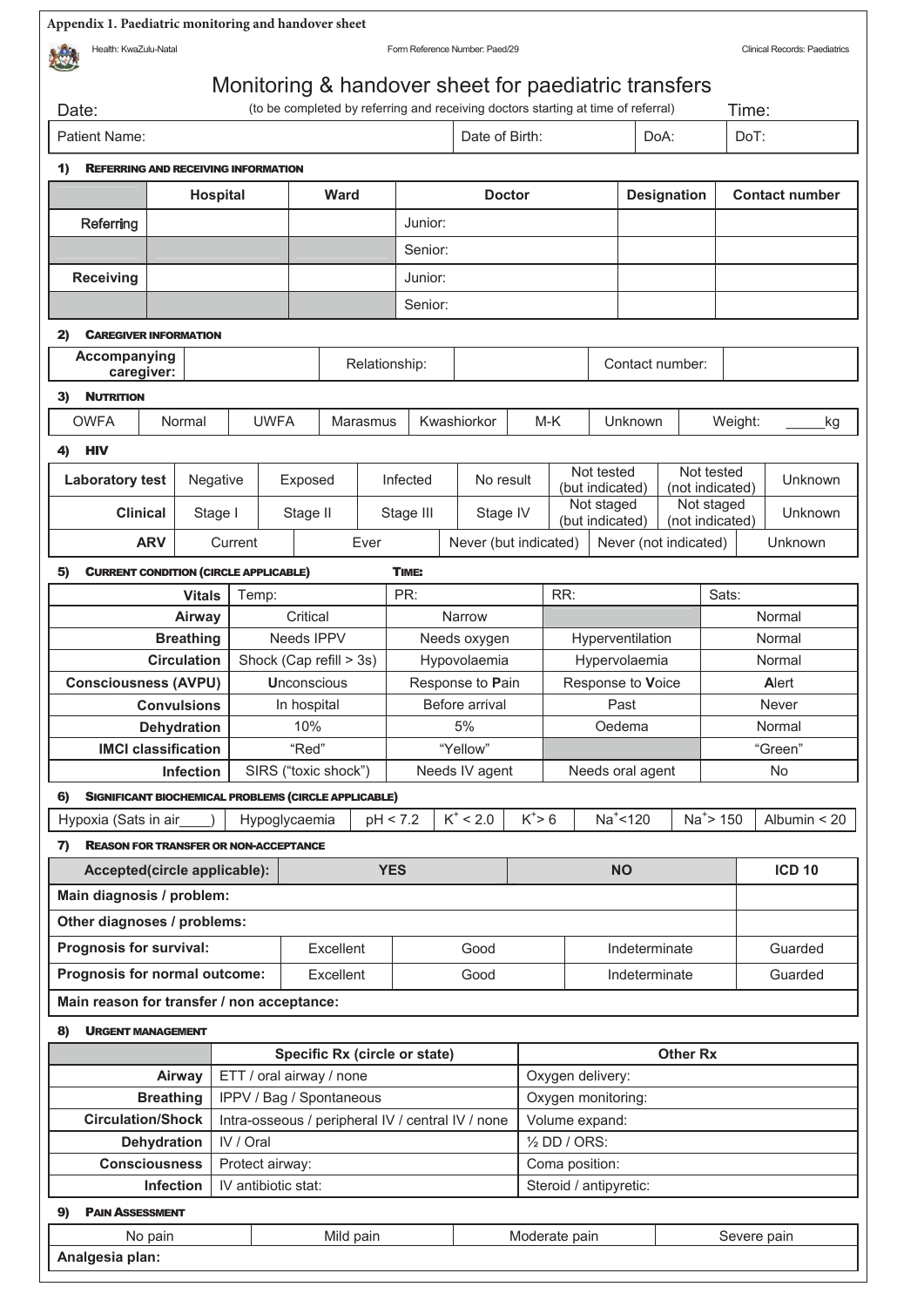**Appendix 1. Paediatric monitoring and handover sheet**

Health: KwaZulu-Natal | Form Reference Number: Paed/29 | Clinical Records: Paediatrics

# Monitoring & handover sheet for paediatric transfers

Date: (to be completed by referring and receiving doctors starting at time of referral) Time:

| Patient Name: | Date of Birth: | DoA: | DoT: |
|---|---|---|---|

## 1) Referring and receiving information

| | Hospital | Ward | Doctor | Designation | Contact number |
|---|---|---|---|---|---|
| Referring | | | Junior: | | |
| | | | Senior: | | |
| Receiving | | | Junior: | | |
| | | | Senior: | | |

## 2) Caregiver information

| Accompanying caregiver: | | Relationship: | | Contact number: | |
|---|---|---|---|---|---|

## 3) Nutrition

| OWFA | Normal | UWFA | Marasmus | Kwashiorkor | M-K | Unknown | Weight: _____kg |
|---|---|---|---|---|---|---|---|

## 4) HIV

| Laboratory test | Negative | Exposed | Infected | No result | Not tested (but indicated) | Not tested (not indicated) | Unknown |
|---|---|---|---|---|---|---|---|
| Clinical | Stage I | Stage II | Stage III | Stage IV | Not staged (but indicated) | Not staged (not indicated) | Unknown |
| ARV | Current | Ever | | Never (but indicated) | Never (not indicated) | | Unknown |

## 5) Current condition (circle applicable) Time:

| Vitals | Temp: | PR: | RR: | Sats: |
|---|---|---|---|---|
| Airway | Critical | Narrow | | Normal |
| Breathing | Needs IPPV | Needs oxygen | Hyperventilation | Normal |
| Circulation | Shock (Cap refill > 3s) | Hypovolaemia | Hypervolaemia | Normal |
| Consciousness (AVPU) | **U**nconscious | Response to **P**ain | Response to **V**oice | **A**lert |
| Convulsions | In hospital | Before arrival | Past | Never |
| Dehydration | 10% | 5% | Oedema | Normal |
| IMCI classification | "Red" | "Yellow" | | "Green" |
| Infection | SIRS ("toxic shock") | Needs IV agent | Needs oral agent | No |

## 6) Significant biochemical problems (circle applicable)

| Hypoxia (Sats in air____) | Hypoglycaemia | pH < 7.2 | $K^+ < 2.0$ | $K^+ > 6$ | $Na^+ < 120$ | $Na^+ > 150$ | Albumin < 20 |
|---|---|---|---|---|---|---|---|

## 7) Reason for transfer or non-acceptance

| Accepted(circle applicable): | YES | | NO | | ICD 10 |
|---|---|---|---|---|---|
| Main diagnosis / problem: | | | | | |
| Other diagnoses / problems: | | | | | |
| Prognosis for survival: | Excellent | Good | Indeterminate | | Guarded |
| Prognosis for normal outcome: | Excellent | Good | Indeterminate | | Guarded |
| Main reason for transfer / non acceptance: | | | | | |

## 8) Urgent management

| | Specific Rx (circle or state) | Other Rx |
|---|---|---|
| Airway | ETT / oral airway / none | Oxygen delivery: |
| Breathing | IPPV / Bag / Spontaneous | Oxygen monitoring: |
| Circulation/Shock | Intra-osseous / peripheral IV / central IV / none | Volume expand: |
| Dehydration | IV / Oral | ½ DD / ORS: |
| Consciousness | Protect airway: | Coma position: |
| Infection | IV antibiotic stat: | Steroid / antipyretic: |

## 9) Pain Assessment

| No pain | Mild pain | Moderate pain | Severe pain |
|---|---|---|---|
| Analgesia plan: | | | |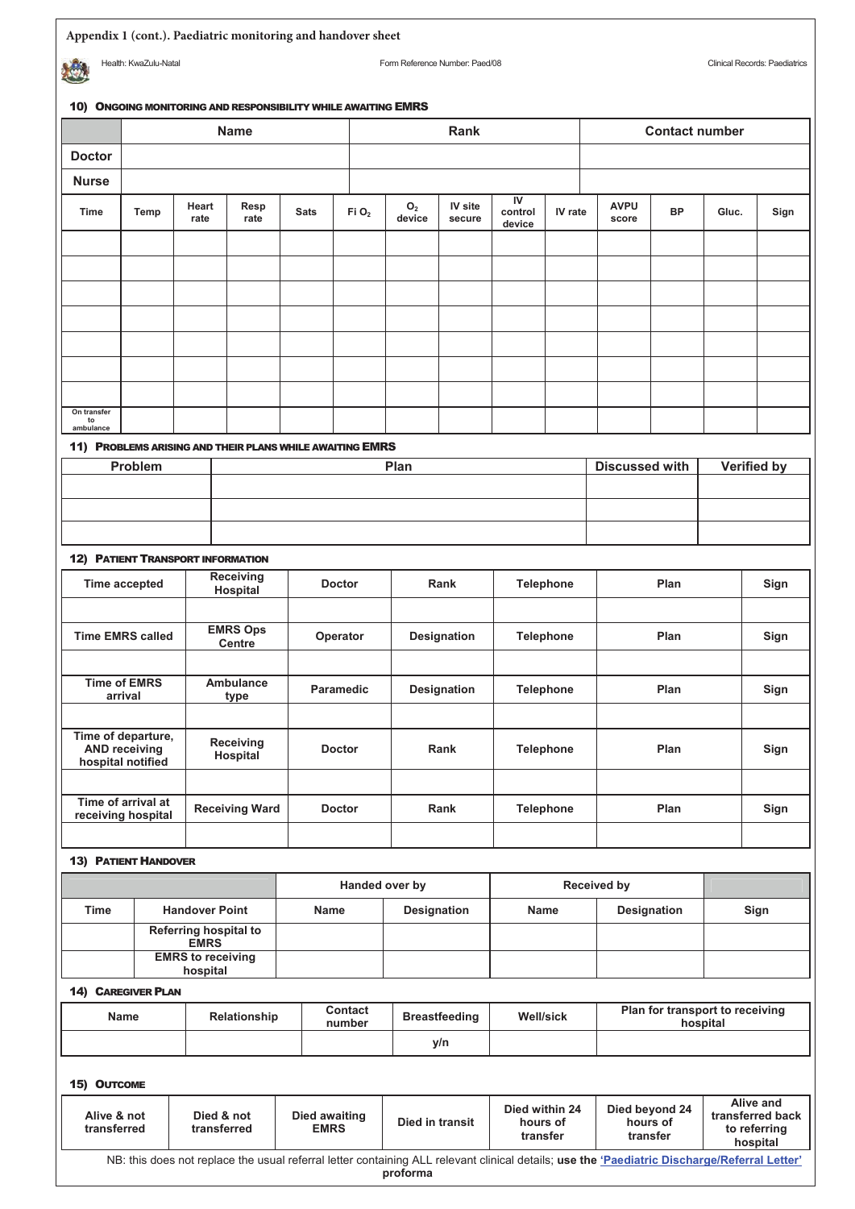**Appendix 1 (cont.). Paediatric monitoring and handover sheet**

Health: KwaZulu-Natal | Form Reference Number: Paed/08 | Clinical Records: Paediatrics

### 10) Ongoing monitoring and responsibility while awaiting EMRS

| | Name | Rank | Contact number |
|---|---|---|---|
| Doctor | | | |
| Nurse | | | |

| Time | Temp | Heart rate | Resp rate | Sats | Fi $O_2$ | $O_2$ device | IV site secure | IV control device | IV rate | AVPU score | BP | Gluc. | Sign |
|---|---|---|---|---|---|---|---|---|---|---|---|---|---|
| | | | | | | | | | | | | | |
| | | | | | | | | | | | | | |
| | | | | | | | | | | | | | |
| | | | | | | | | | | | | | |
| | | | | | | | | | | | | | |
| | | | | | | | | | | | | | |
| | | | | | | | | | | | | | |
| On transfer to ambulance | | | | | | | | | | | | | |

### 11) Problems arising and their plans while awaiting EMRS

| Problem | Plan | Discussed with | Verified by |
|---|---|---|---|
| | | | |
| | | | |
| | | | |

### 12) Patient Transport information

| Time accepted | Receiving Hospital | Doctor | Rank | Telephone | Plan | Sign |
|---|---|---|---|---|---|---|
| | | | | | | |
| **Time EMRS called** | **EMRS Ops Centre** | **Operator** | **Designation** | **Telephone** | **Plan** | **Sign** |
| | | | | | | |
| **Time of EMRS arrival** | **Ambulance type** | **Paramedic** | **Designation** | **Telephone** | **Plan** | **Sign** |
| | | | | | | |
| **Time of departure, AND receiving hospital notified** | **Receiving Hospital** | **Doctor** | **Rank** | **Telephone** | **Plan** | **Sign** |
| | | | | | | |
| **Time of arrival at receiving hospital** | **Receiving Ward** | **Doctor** | **Rank** | **Telephone** | **Plan** | **Sign** |
| | | | | | | |

### 13) Patient Handover

| | | Handed over by | | Received by | | |
|---|---|---|---|---|---|---|
| Time | Handover Point | Name | Designation | Name | Designation | Sign |
| | Referring hospital to EMRS | | | | | |
| | EMRS to receiving hospital | | | | | |

### 14) Caregiver Plan

| Name | Relationship | Contact number | Breastfeeding | Well/sick | Plan for transport to receiving hospital |
|---|---|---|---|---|---|
| | | | y/n | | |

### 15) Outcome

| Alive & not transferred | Died & not transferred | Died awaiting EMRS | Died in transit | Died within 24 hours of transfer | Died beyond 24 hours of transfer | Alive and transferred back to referring hospital |
|---|---|---|---|---|---|---|

NB: this does not replace the usual referral letter containing ALL relevant clinical details; **use the 'Paediatric Discharge/Referral Letter' proforma**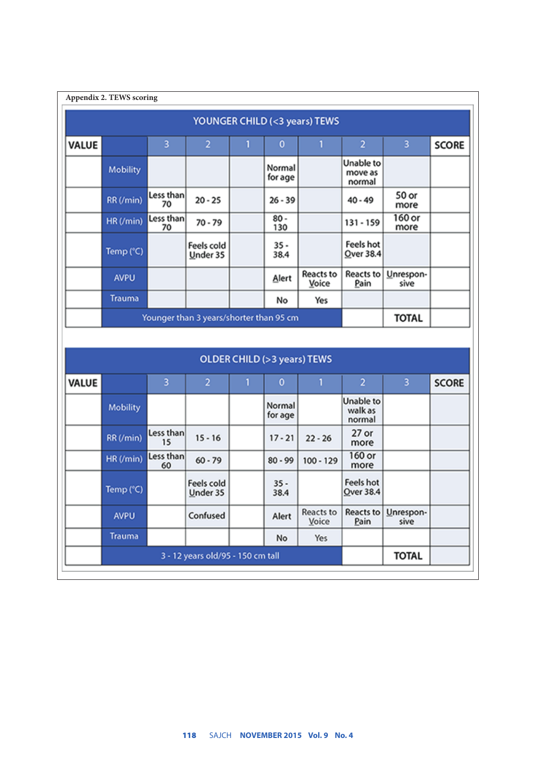Appendix 2. TEWS scoring

| YOUNGER CHILD (<3 years) TEWS | | | | | | | | | |
|---|---|---|---|---|---|---|---|---|---|
| VALUE | | 3 | 2 | 1 | 0 | 1 | 2 | 3 | SCORE |
| | Mobility | | | | Normal for age | | Unable to move as normal | | |
| | RR (/min) | Less than 70 | 20 - 25 | | 26 - 39 | | 40 - 49 | 50 or more | |
| | HR (/min) | Less than 70 | 70 - 79 | | 80 - 130 | | 131 - 159 | 160 or more | |
| | Temp (°C) | | Feels cold Under 35 | | 35 - 38.4 | | Feels hot Over 38.4 | | |
| | AVPU | | | | Alert | Reacts to Voice | Reacts to Pain | Unresponsive | |
| | Trauma | | | | No | Yes | | | |
| | Younger than 3 years/shorter than 95 cm | | | | | | | TOTAL | |

| OLDER CHILD (>3 years) TEWS | | | | | | | | | |
|---|---|---|---|---|---|---|---|---|---|
| VALUE | | 3 | 2 | 1 | 0 | 1 | 2 | 3 | SCORE |
| | Mobility | | | | Normal for age | | Unable to walk as normal | | |
| | RR (/min) | Less than 15 | 15 - 16 | | 17 - 21 | 22 - 26 | 27 or more | | |
| | HR (/min) | Less than 60 | 60 - 79 | | 80 - 99 | 100 - 129 | 160 or more | | |
| | Temp (°C) | | Feels cold Under 35 | | 35 - 38.4 | | Feels hot Over 38.4 | | |
| | AVPU | | Confused | | Alert | Reacts to Voice | Reacts to Pain | Unresponsive | |
| | Trauma | | | | No | Yes | | | |
| | 3 - 12 years old/95 - 150 cm tall | | | | | | | TOTAL | |